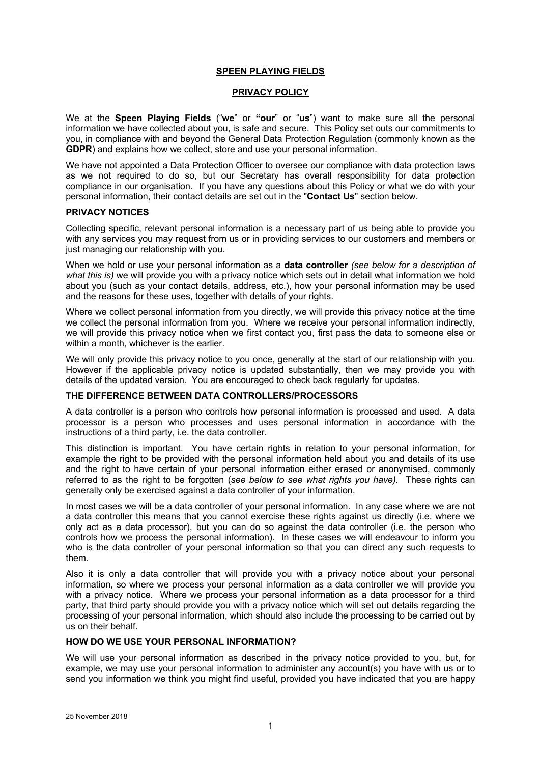# SPEEN PLAYING FIELDS

## PRIVACY POLICY

We at the **Speen Playing Fields** ("**we**" or "**our**" or "**us**") want to make sure all the personal information we have collected about you, is safe and secure. This Policy set outs our commitments to you, in compliance with and beyond the General Data Protection Regulation (commonly known as the **GDPR**) and explains how we collect, store and use your personal information.

We have not appointed a Data Protection Officer to oversee our compliance with data protection laws as we not required to do so, but our Secretary has overall responsibility for data protection compliance in our organisation. If you have any questions about this Policy or what we do with your personal information, their contact details are set out in the "**Contact Us**" section below.

### PRIVACY NOTICES

Collecting specific, relevant personal information is a necessary part of us being able to provide you with any services you may request from us or in providing services to our customers and members or just managing our relationship with you.

When we hold or use your personal information as a **data controller** *(see below for a description of what this is)* we will provide you with a privacy notice which sets out in detail what information we hold about you (such as your contact details, address, etc.), how your personal information may be used and the reasons for these uses, together with details of your rights.

Where we collect personal information from you directly, we will provide this privacy notice at the time we collect the personal information from you. Where we receive your personal information indirectly, we will provide this privacy notice when we first contact you, first pass the data to someone else or within a month, whichever is the earlier.

We will only provide this privacy notice to you once, generally at the start of our relationship with you. However if the applicable privacy notice is updated substantially, then we may provide you with details of the updated version. You are encouraged to check back regularly for updates.

### THE DIFFERENCE BETWEEN DATA CONTROLLERS/PROCESSORS

A data controller is a person who controls how personal information is processed and used. A data processor is a person who processes and uses personal information in accordance with the instructions of a third party, i.e. the data controller.

This distinction is important. You have certain rights in relation to your personal information, for example the right to be provided with the personal information held about you and details of its use and the right to have certain of your personal information either erased or anonymised, commonly referred to as the right to be forgotten (*see below to see what rights you have).* These rights can generally only be exercised against a data controller of your information.

In most cases we will be a data controller of your personal information. In any case where we are not a data controller this means that you cannot exercise these rights against us directly (i.e. where we only act as a data processor), but you can do so against the data controller (i.e. the person who controls how we process the personal information). In these cases we will endeavour to inform you who is the data controller of your personal information so that you can direct any such requests to them.

Also it is only a data controller that will provide you with a privacy notice about your personal information, so where we process your personal information as a data controller we will provide you with a privacy notice. Where we process your personal information as a data processor for a third party, that third party should provide you with a privacy notice which will set out details regarding the processing of your personal information, which should also include the processing to be carried out by us on their behalf.

### HOW DO WE USE YOUR PERSONAL INFORMATION?

We will use your personal information as described in the privacy notice provided to you, but, for example, we may use your personal information to administer any account(s) you have with us or to send you information we think you might find useful, provided you have indicated that you are happy

25 November 2018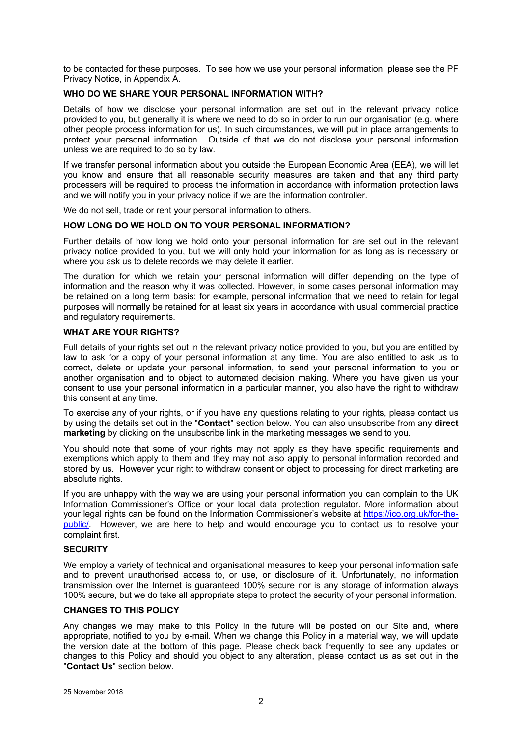to be contacted for these purposes. To see how we use your personal information, please see the PF Privacy Notice, in Appendix A.

### WHO DO WE SHARE YOUR PERSONAL INFORMATION WITH?

Details of how we disclose your personal information are set out in the relevant privacy notice provided to you, but generally it is where we need to do so in order to run our organisation (e.g. where other people process information for us). In such circumstances, we will put in place arrangements to protect your personal information. Outside of that we do not disclose your personal information unless we are required to do so by law.

If we transfer personal information about you outside the European Economic Area (EEA), we will let you know and ensure that all reasonable security measures are taken and that any third party processers will be required to process the information in accordance with information protection laws and we will notify you in your privacy notice if we are the information controller.

We do not sell, trade or rent your personal information to others.

### HOW LONG DO WE HOLD ON TO YOUR PERSONAL INFORMATION?

Further details of how long we hold onto your personal information for are set out in the relevant privacy notice provided to you, but we will only hold your information for as long as is necessary or where you ask us to delete records we may delete it earlier.

The duration for which we retain your personal information will differ depending on the type of information and the reason why it was collected. However, in some cases personal information may be retained on a long term basis: for example, personal information that we need to retain for legal purposes will normally be retained for at least six years in accordance with usual commercial practice and regulatory requirements.

### WHAT ARE YOUR RIGHTS?

Full details of your rights set out in the relevant privacy notice provided to you, but you are entitled by law to ask for a copy of your personal information at any time. You are also entitled to ask us to correct, delete or update your personal information, to send your personal information to you or another organisation and to object to automated decision making. Where you have given us your consent to use your personal information in a particular manner, you also have the right to withdraw this consent at any time.

To exercise any of your rights, or if you have any questions relating to your rights, please contact us by using the details set out in the "**Contact**" section below. You can also unsubscribe from any **direct marketing** by clicking on the unsubscribe link in the marketing messages we send to you.

You should note that some of your rights may not apply as they have specific requirements and exemptions which apply to them and they may not also apply to personal information recorded and stored by us. However your right to withdraw consent or object to processing for direct marketing are absolute rights.

If you are unhappy with the way we are using your personal information you can complain to the UK Information Commissioner's Office or your local data protection regulator. More information about your legal rights can be found on the Information Commissioner's website at https://ico.org.uk/for-the-public/. However, we are here to help and would encourage you to contact us to resolve your complaint first.

### SECURITY

We employ a variety of technical and organisational measures to keep your personal information safe and to prevent unauthorised access to, or use, or disclosure of it. Unfortunately, no information transmission over the Internet is guaranteed 100% secure nor is any storage of information always 100% secure, but we do take all appropriate steps to protect the security of your personal information.

### CHANGES TO THIS POLICY

Any changes we may make to this Policy in the future will be posted on our Site and, where appropriate, notified to you by e-mail. When we change this Policy in a material way, we will update the version date at the bottom of this page. Please check back frequently to see any updates or changes to this Policy and should you object to any alteration, please contact us as set out in the "**Contact Us**" section below.

25 November 2018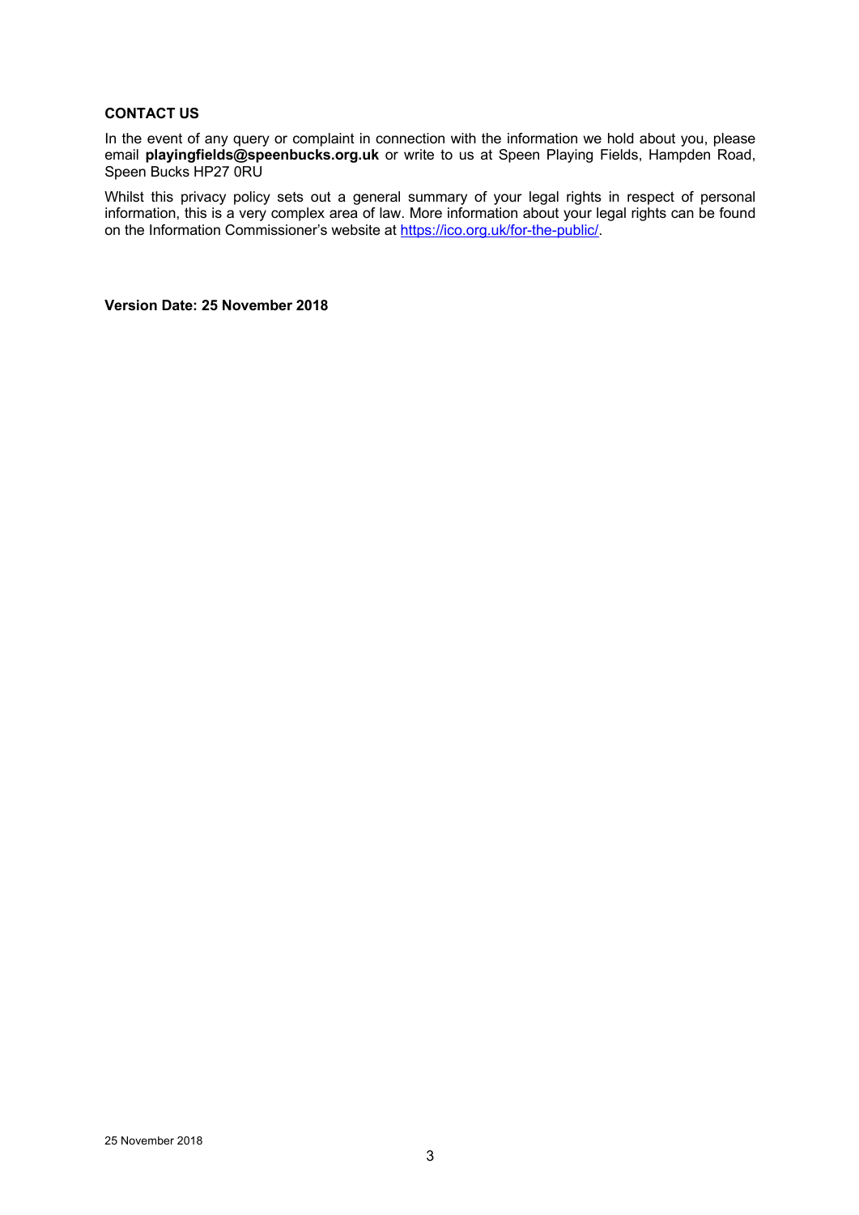## CONTACT US

In the event of any query or complaint in connection with the information we hold about you, please email **playingfields@speenbucks.org.uk** or write to us at Speen Playing Fields, Hampden Road, Speen Bucks HP27 0RU

Whilst this privacy policy sets out a general summary of your legal rights in respect of personal information, this is a very complex area of law. More information about your legal rights can be found on the Information Commissioner's website at https://ico.org.uk/for-the-public/.

**Version Date: 25 November 2018**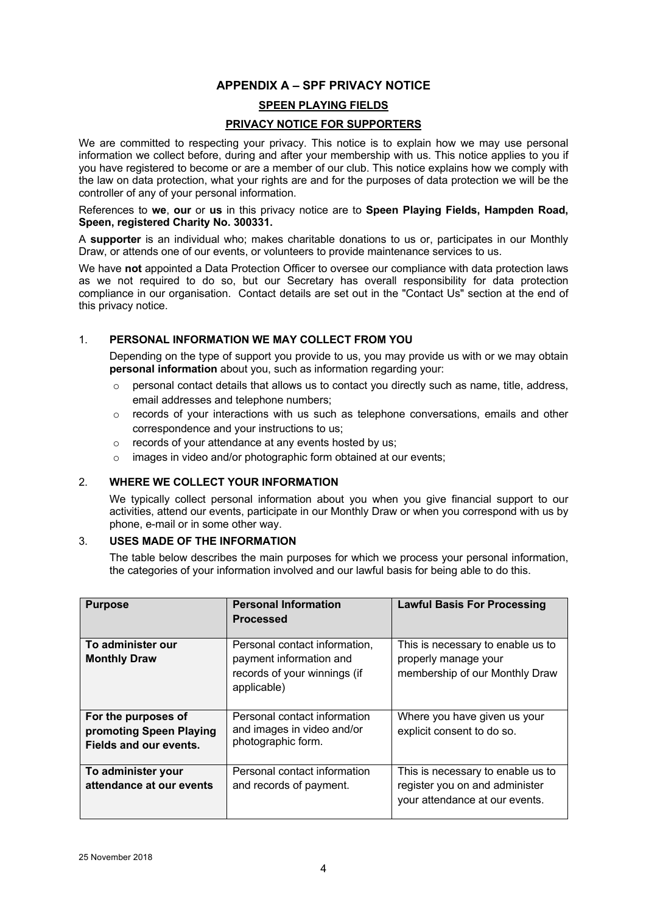# APPENDIX A – SPF PRIVACY NOTICE

## SPEEN PLAYING FIELDS

## PRIVACY NOTICE FOR SUPPORTERS

We are committed to respecting your privacy. This notice is to explain how we may use personal information we collect before, during and after your membership with us. This notice applies to you if you have registered to become or are a member of our club. This notice explains how we comply with the law on data protection, what your rights are and for the purposes of data protection we will be the controller of any of your personal information.

References to **we**, **our** or **us** in this privacy notice are to **Speen Playing Fields, Hampden Road, Speen, registered Charity No. 300331.**

A **supporter** is an individual who; makes charitable donations to us or, participates in our Monthly Draw, or attends one of our events, or volunteers to provide maintenance services to us.

We have **not** appointed a Data Protection Officer to oversee our compliance with data protection laws as we not required to do so, but our Secretary has overall responsibility for data protection compliance in our organisation. Contact details are set out in the "Contact Us" section at the end of this privacy notice.

### 1. PERSONAL INFORMATION WE MAY COLLECT FROM YOU

Depending on the type of support you provide to us, you may provide us with or we may obtain **personal information** about you, such as information regarding your:

- personal contact details that allows us to contact you directly such as name, title, address, email addresses and telephone numbers;
- records of your interactions with us such as telephone conversations, emails and other correspondence and your instructions to us;
- records of your attendance at any events hosted by us;
- images in video and/or photographic form obtained at our events;

### 2. WHERE WE COLLECT YOUR INFORMATION

We typically collect personal information about you when you give financial support to our activities, attend our events, participate in our Monthly Draw or when you correspond with us by phone, e-mail or in some other way.

### 3. USES MADE OF THE INFORMATION

The table below describes the main purposes for which we process your personal information, the categories of your information involved and our lawful basis for being able to do this.

| Purpose | Personal Information Processed | Lawful Basis For Processing |
|---|---|---|
| **To administer our Monthly Draw** | Personal contact information, payment information and records of your winnings (if applicable) | This is necessary to enable us to properly manage your membership of our Monthly Draw |
| **For the purposes of promoting Speen Playing Fields and our events.** | Personal contact information and images in video and/or photographic form. | Where you have given us your explicit consent to do so. |
| **To administer your attendance at our events** | Personal contact information and records of payment. | This is necessary to enable us to register you on and administer your attendance at our events. |

25 November 2018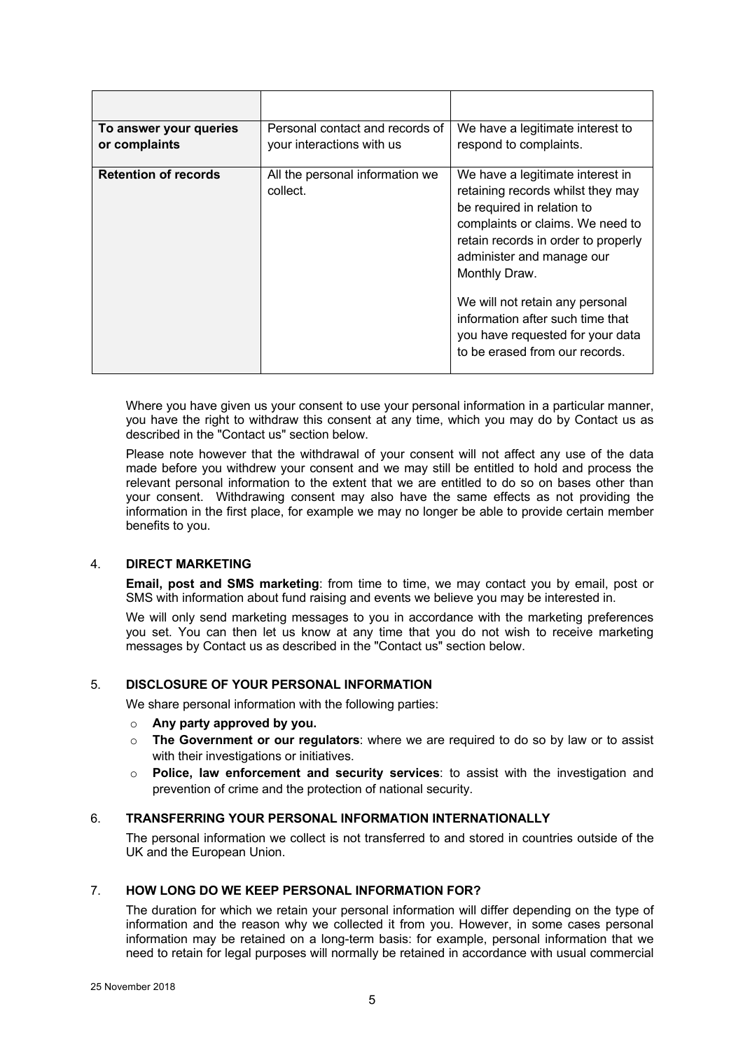| | | |
|---|---|---|
| | | |
| **To answer your queries or complaints** | Personal contact and records of your interactions with us | We have a legitimate interest to respond to complaints. |
| **Retention of records** | All the personal information we collect. | We have a legitimate interest in retaining records whilst they may be required in relation to complaints or claims. We need to retain records in order to properly administer and manage our Monthly Draw.<br><br>We will not retain any personal information after such time that you have requested for your data to be erased from our records. |

Where you have given us your consent to use your personal information in a particular manner, you have the right to withdraw this consent at any time, which you may do by Contact us as described in the "Contact us" section below.

Please note however that the withdrawal of your consent will not affect any use of the data made before you withdrew your consent and we may still be entitled to hold and process the relevant personal information to the extent that we are entitled to do so on bases other than your consent. Withdrawing consent may also have the same effects as not providing the information in the first place, for example we may no longer be able to provide certain member benefits to you.

## 4. DIRECT MARKETING

**Email, post and SMS marketing**: from time to time, we may contact you by email, post or SMS with information about fund raising and events we believe you may be interested in.

We will only send marketing messages to you in accordance with the marketing preferences you set. You can then let us know at any time that you do not wish to receive marketing messages by Contact us as described in the "Contact us" section below.

## 5. DISCLOSURE OF YOUR PERSONAL INFORMATION

We share personal information with the following parties:

- **Any party approved by you.**
- **The Government or our regulators**: where we are required to do so by law or to assist with their investigations or initiatives.
- **Police, law enforcement and security services**: to assist with the investigation and prevention of crime and the protection of national security.

## 6. TRANSFERRING YOUR PERSONAL INFORMATION INTERNATIONALLY

The personal information we collect is not transferred to and stored in countries outside of the UK and the European Union.

## 7. HOW LONG DO WE KEEP PERSONAL INFORMATION FOR?

The duration for which we retain your personal information will differ depending on the type of information and the reason why we collected it from you. However, in some cases personal information may be retained on a long-term basis: for example, personal information that we need to retain for legal purposes will normally be retained in accordance with usual commercial

25 November 2018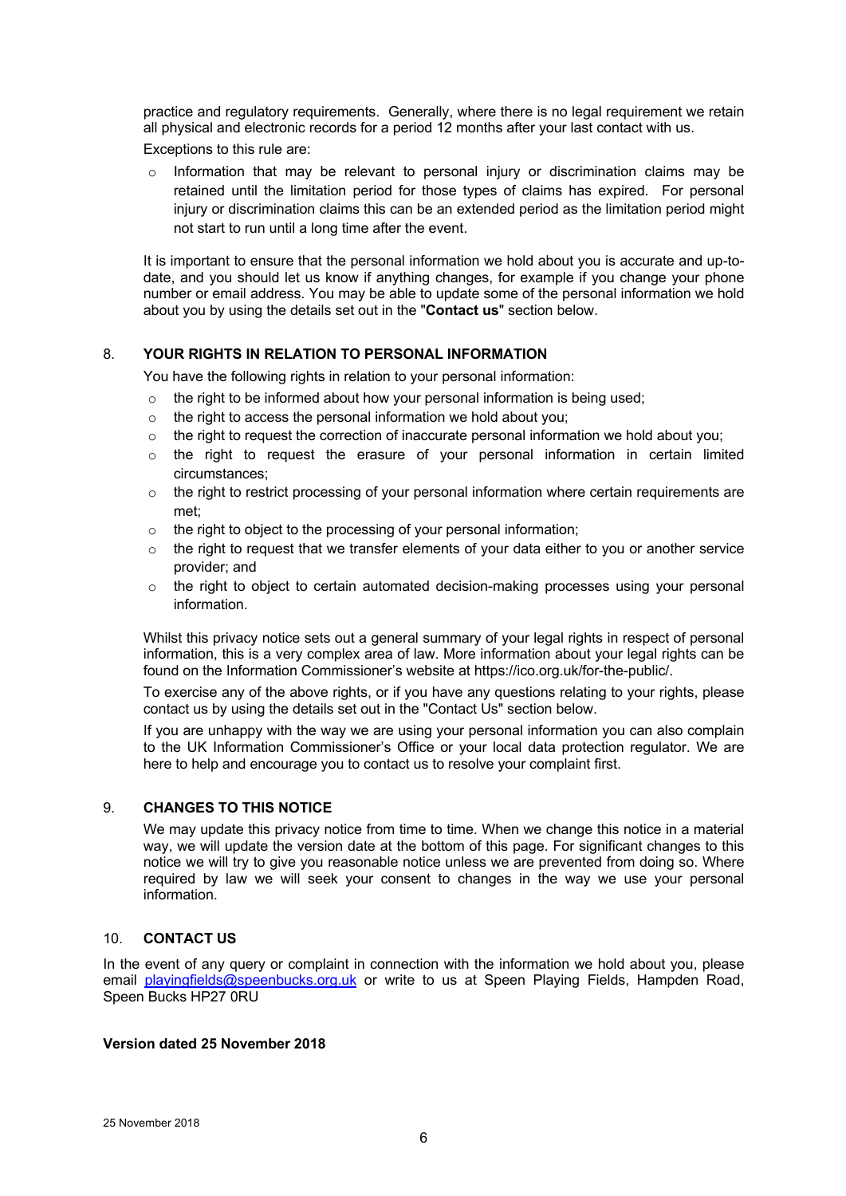practice and regulatory requirements. Generally, where there is no legal requirement we retain all physical and electronic records for a period 12 months after your last contact with us.

Exceptions to this rule are:

- Information that may be relevant to personal injury or discrimination claims may be retained until the limitation period for those types of claims has expired. For personal injury or discrimination claims this can be an extended period as the limitation period might not start to run until a long time after the event.

It is important to ensure that the personal information we hold about you is accurate and up-to-date, and you should let us know if anything changes, for example if you change your phone number or email address. You may be able to update some of the personal information we hold about you by using the details set out in the "**Contact us**" section below.

## 8. YOUR RIGHTS IN RELATION TO PERSONAL INFORMATION

You have the following rights in relation to your personal information:

- the right to be informed about how your personal information is being used;
- the right to access the personal information we hold about you;
- the right to request the correction of inaccurate personal information we hold about you;
- the right to request the erasure of your personal information in certain limited circumstances;
- the right to restrict processing of your personal information where certain requirements are met;
- the right to object to the processing of your personal information;
- the right to request that we transfer elements of your data either to you or another service provider; and
- the right to object to certain automated decision-making processes using your personal information.

Whilst this privacy notice sets out a general summary of your legal rights in respect of personal information, this is a very complex area of law. More information about your legal rights can be found on the Information Commissioner's website at https://ico.org.uk/for-the-public/.

To exercise any of the above rights, or if you have any questions relating to your rights, please contact us by using the details set out in the "Contact Us" section below.

If you are unhappy with the way we are using your personal information you can also complain to the UK Information Commissioner's Office or your local data protection regulator. We are here to help and encourage you to contact us to resolve your complaint first.

## 9. CHANGES TO THIS NOTICE

We may update this privacy notice from time to time. When we change this notice in a material way, we will update the version date at the bottom of this page. For significant changes to this notice we will try to give you reasonable notice unless we are prevented from doing so. Where required by law we will seek your consent to changes in the way we use your personal information.

## 10. CONTACT US

In the event of any query or complaint in connection with the information we hold about you, please email playingfields@speenbucks.org.uk or write to us at Speen Playing Fields, Hampden Road, Speen Bucks HP27 0RU

**Version dated 25 November 2018**